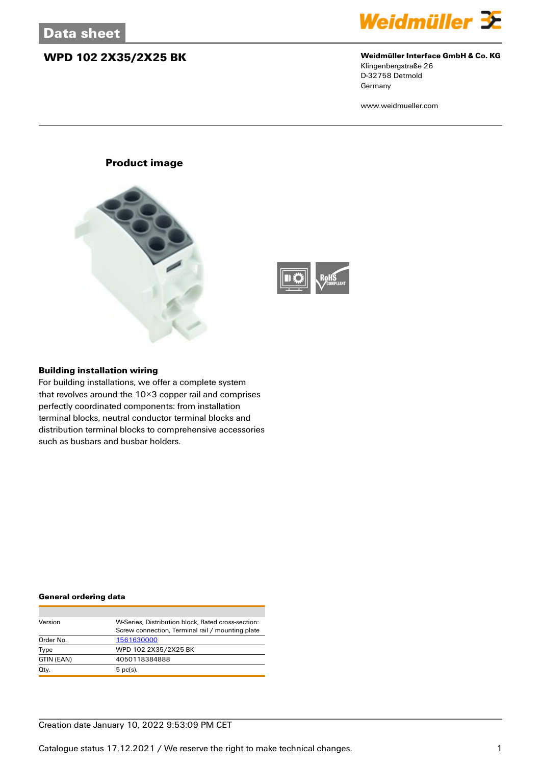# Data sheet

## WPD 102 2X35/2X25 BK

**Weidmüller Interface GmbH & Co. KG**
Klingenbergstraße 26
D-32758 Detmold
Germany

www.weidmueller.com

### Product image

### Building installation wiring

For building installations, we offer a complete system that revolves around the 10×3 copper rail and comprises perfectly coordinated components: from installation terminal blocks, neutral conductor terminal blocks and distribution terminal blocks to comprehensive accessories such as busbars and busbar holders.

### General ordering data

| | |
|---|---|
| Version | W-Series, Distribution block, Rated cross-section: Screw connection, Terminal rail / mounting plate |
| Order No. | 1561630000 |
| Type | WPD 102 2X35/2X25 BK |
| GTIN (EAN) | 4050118384888 |
| Qty. | 5 pc(s). |

Creation date January 10, 2022 9:53:09 PM CET

Catalogue status 17.12.2021 / We reserve the right to make technical changes.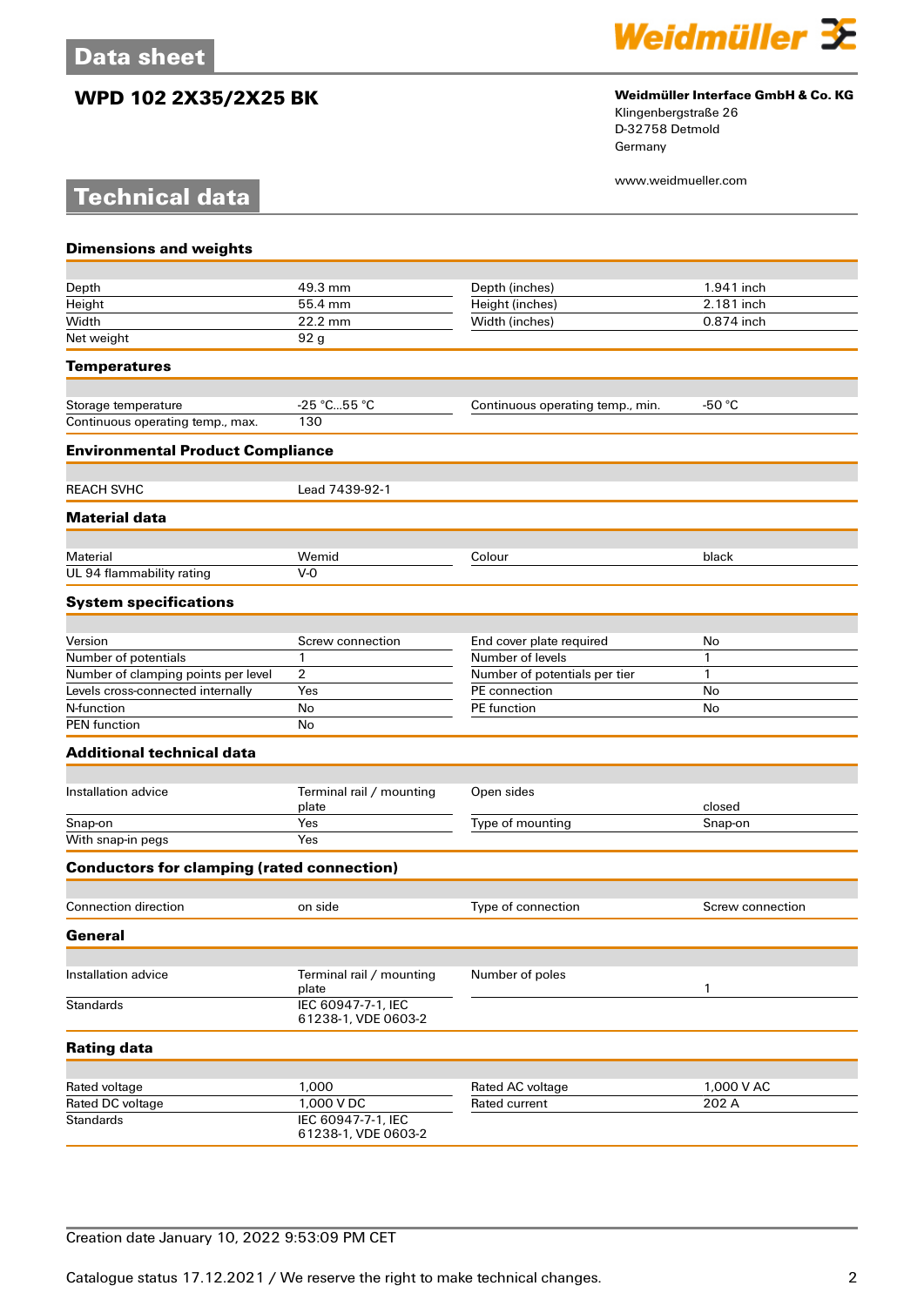# WPD 102 2X35/2X25 BK

**Weidmüller Interface GmbH & Co. KG**
Klingenbergstraße 26
D-32758 Detmold
Germany

www.weidmueller.com

## Technical data

### Dimensions and weights

| | | | |
|---|---|---|---|
| Depth | 49.3 mm | Depth (inches) | 1.941 inch |
| Height | 55.4 mm | Height (inches) | 2.181 inch |
| Width | 22.2 mm | Width (inches) | 0.874 inch |
| Net weight | 92 g | | |

### Temperatures

| | | | |
|---|---|---|---|
| Storage temperature | -25 °C...55 °C | Continuous operating temp., min. | -50 °C |
| Continuous operating temp., max. | 130 | | |

### Environmental Product Compliance

| | |
|---|---|
| REACH SVHC | Lead 7439-92-1 |

### Material data

| | | | |
|---|---|---|---|
| Material | Wemid | Colour | black |
| UL 94 flammability rating | V-0 | | |

### System specifications

| | | | |
|---|---|---|---|
| Version | Screw connection | End cover plate required | No |
| Number of potentials | 1 | Number of levels | 1 |
| Number of clamping points per level | 2 | Number of potentials per tier | 1 |
| Levels cross-connected internally | Yes | PE connection | No |
| N-function | No | PE function | No |
| PEN function | No | | |

### Additional technical data

| | | | |
|---|---|---|---|
| Installation advice | Terminal rail / mounting plate | Open sides | closed |
| Snap-on | Yes | Type of mounting | Snap-on |
| With snap-in pegs | Yes | | |

### Conductors for clamping (rated connection)

| | | | |
|---|---|---|---|
| Connection direction | on side | Type of connection | Screw connection |

### General

| | | | |
|---|---|---|---|
| Installation advice | Terminal rail / mounting plate | Number of poles | 1 |
| Standards | IEC 60947-7-1, IEC 61238-1, VDE 0603-2 | | |

### Rating data

| | | | |
|---|---|---|---|
| Rated voltage | 1,000 | Rated AC voltage | 1,000 V AC |
| Rated DC voltage | 1,000 V DC | Rated current | 202 A |
| Standards | IEC 60947-7-1, IEC 61238-1, VDE 0603-2 | | |

Creation date January 10, 2022 9:53:09 PM CET

Catalogue status 17.12.2021 / We reserve the right to make technical changes.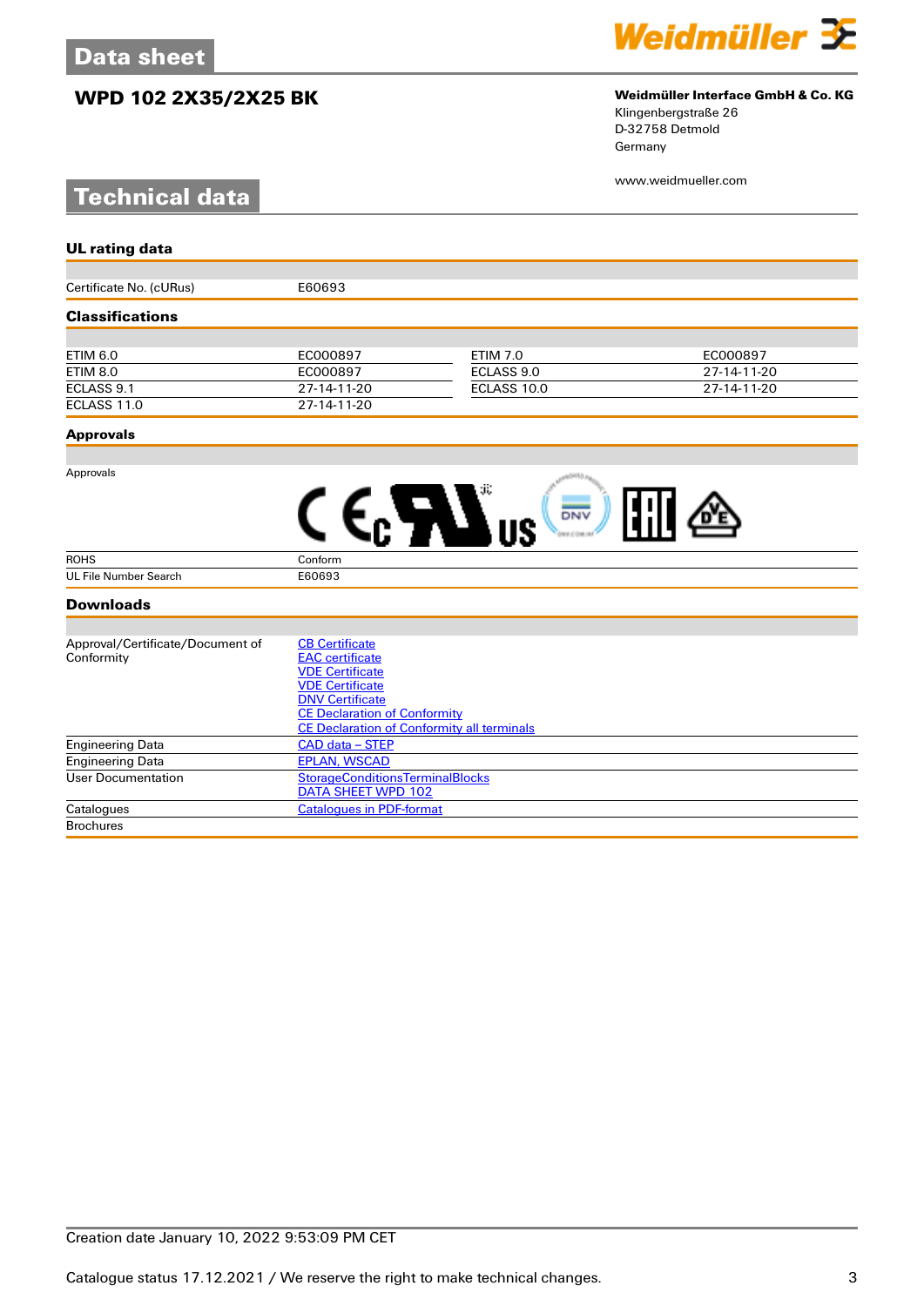# Data sheet

## WPD 102 2X35/2X25 BK

**Weidmüller Interface GmbH & Co. KG**
Klingenbergstraße 26
D-32758 Detmold
Germany

www.weidmueller.com

## Technical data

### UL rating data

| | |
|---|---|
| Certificate No. (cURus) | E60693 |

### Classifications

| | | | |
|---|---|---|---|
| ETIM 6.0 | EC000897 | ETIM 7.0 | EC000897 |
| ETIM 8.0 | EC000897 | ECLASS 9.0 | 27-14-11-20 |
| ECLASS 9.1 | 27-14-11-20 | ECLASS 10.0 | 27-14-11-20 |
| ECLASS 11.0 | 27-14-11-20 | | |

### Approvals

| | |
|---|---|
| Approvals | |
| ROHS | Conform |
| UL File Number Search | E60693 |

### Downloads

| | |
|---|---|
| Approval/Certificate/Document of Conformity | CB Certificate<br>EAC certificate<br>VDE Certificate<br>VDE Certificate<br>DNV Certificate<br>CE Declaration of Conformity<br>CE Declaration of Conformity all terminals |
| Engineering Data | CAD data – STEP |
| Engineering Data | EPLAN, WSCAD |
| User Documentation | StorageConditionsTerminalBlocks<br>DATA SHEET WPD 102 |
| Catalogues | Catalogues in PDF-format |
| Brochures | |

Creation date January 10, 2022 9:53:09 PM CET

Catalogue status 17.12.2021 / We reserve the right to make technical changes.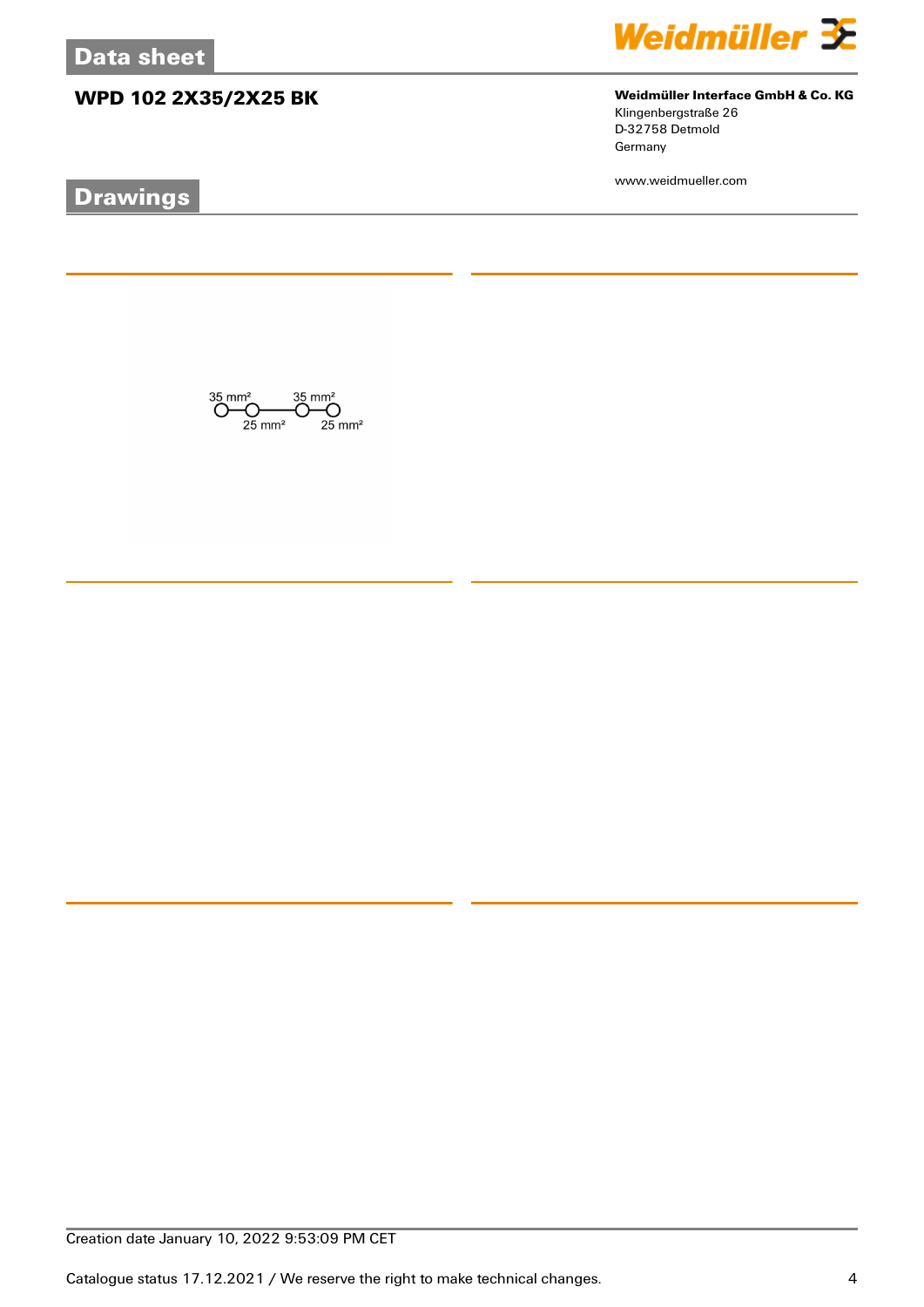# Data sheet

## WPD 102 2X35/2X25 BK

**Weidmüller Interface GmbH & Co. KG**
Klingenbergstraße 26
D-32758 Detmold
Germany

www.weidmueller.com

## Drawings

35 mm² 35 mm²
25 mm² 25 mm²

Creation date January 10, 2022 9:53:09 PM CET

Catalogue status 17.12.2021 / We reserve the right to make technical changes.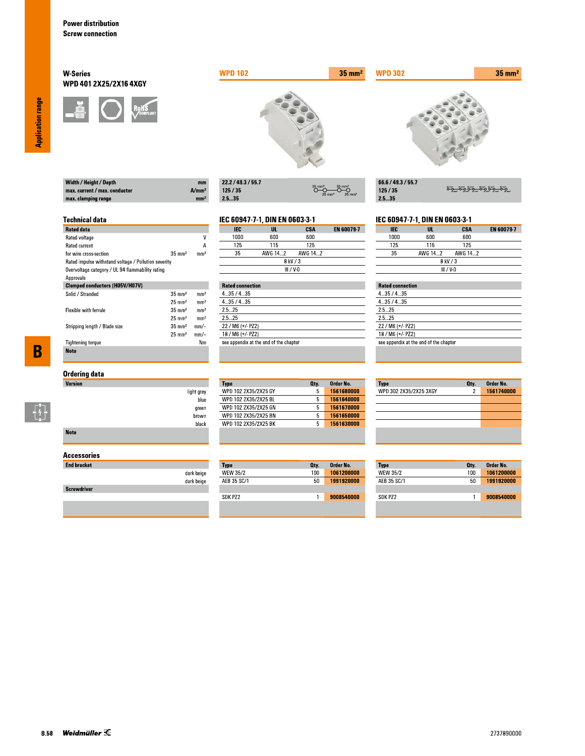Power distribution
Screw connection

## W-Series
**WPD 401 2X25/2X16 4XGY**

| | | WPD 102 — 35 mm² | WPD 302 — 35 mm² |
|---|---|---|---|
| Width / Height / Depth | mm | 22.2 / 49.3 / 55.7 | 66.6 / 49.3 / 55.7 |
| max. current / max. conductor | A/mm² | 125 / 35 | 125 / 35 |
| max. clamping range | mm² | 2.5...35 | 2.5...35 |

## Technical data

**WPD 102:** IEC 60947-7-1, DIN EN 0603-3-1
**WPD 302:** IEC 60947-7-1, DIN EN 0603-3-1

| Rated data | | | IEC | UL | CSA | EN 60079-7 | IEC | UL | CSA | EN 60079-7 |
|---|---|---|---|---|---|---|---|---|---|---|
| Rated voltage | | V | 1000 | 600 | 600 | | 1000 | 600 | 600 | |
| Rated current | | A | 125 | 115 | 125 | | 125 | 115 | 125 | |
| for wire cross-section | 35 mm² | mm² | 35 | AWG 14...2 | AWG 14...2 | | 35 | AWG 14...2 | AWG 14...2 | |
| Rated impulse withstand voltage / Pollution severity | | | 8 kV / 3 | | | | 8 kV / 3 | | | |
| Overvoltage category / UL 94 flammability rating | | | III / V-0 | | | | III / V-0 | | | |
| Approvals | | | | | | | | | | |

| Clamped conductors (H05V/H07V) | | | WPD 102 – Rated connection | WPD 302 – Rated connection |
|---|---|---|---|---|
| Solid / Stranded | 35 mm² | mm² | 4...35 / 4...35 | 4...35 / 4...35 |
| | 25 mm² | mm² | 4...35 / 4...35 | 4...35 / 4...35 |
| Flexible with ferrule | 35 mm² | mm² | 2.5...25 | 2.5...25 |
| | 25 mm² | mm² | 2.5...25 | 2.5...25 |
| Stripping length / Blade size | 35 mm² | mm/– | 22 / M6 (+/- PZ2) | 22 / M6 (+/- PZ2) |
| | 25 mm² | mm/– | 18 / M6 (+/- PZ2) | 18 / M6 (+/- PZ2) |
| Tightening torque | | Nm | see appendix at the end of the chapter | see appendix at the end of the chapter |
| Note | | | | |

## Ordering data

| Version | WPD 102 Type | Qty. | Order No. | WPD 302 Type | Qty. | Order No. |
|---|---|---|---|---|---|---|
| light grey | WPD 102 2X35/2X25 GY | 5 | 1561680000 | WPD 302 2X35/2X25 3XGY | 2 | 1561740000 |
| blue | WPD 102 2X35/2X25 BL | 5 | 1561640000 | | | |
| green | WPD 102 2X35/2X25 GN | 5 | 1561670000 | | | |
| brown | WPD 102 2X35/2X25 BN | 5 | 1561650000 | | | |
| black | WPD 102 2X35/2X25 BK | 5 | 1561630000 | | | |
| Note | | | | | | |

## Accessories

| | WPD 102 Type | Qty. | Order No. | WPD 302 Type | Qty. | Order No. |
|---|---|---|---|---|---|---|
| **End bracket** | | | | | | |
| dark beige | WEW 35/2 | 100 | 1061200000 | WEW 35/2 | 100 | 1061200000 |
| dark beige | AEB 35 SC/1 | 50 | 1991920000 | AEB 35 SC/1 | 50 | 1991920000 |
| **Screwdriver** | | | | | | |
| | SDK PZ2 | 1 | 9008540000 | SDK PZ2 | 1 | 9008540000 |

2737890000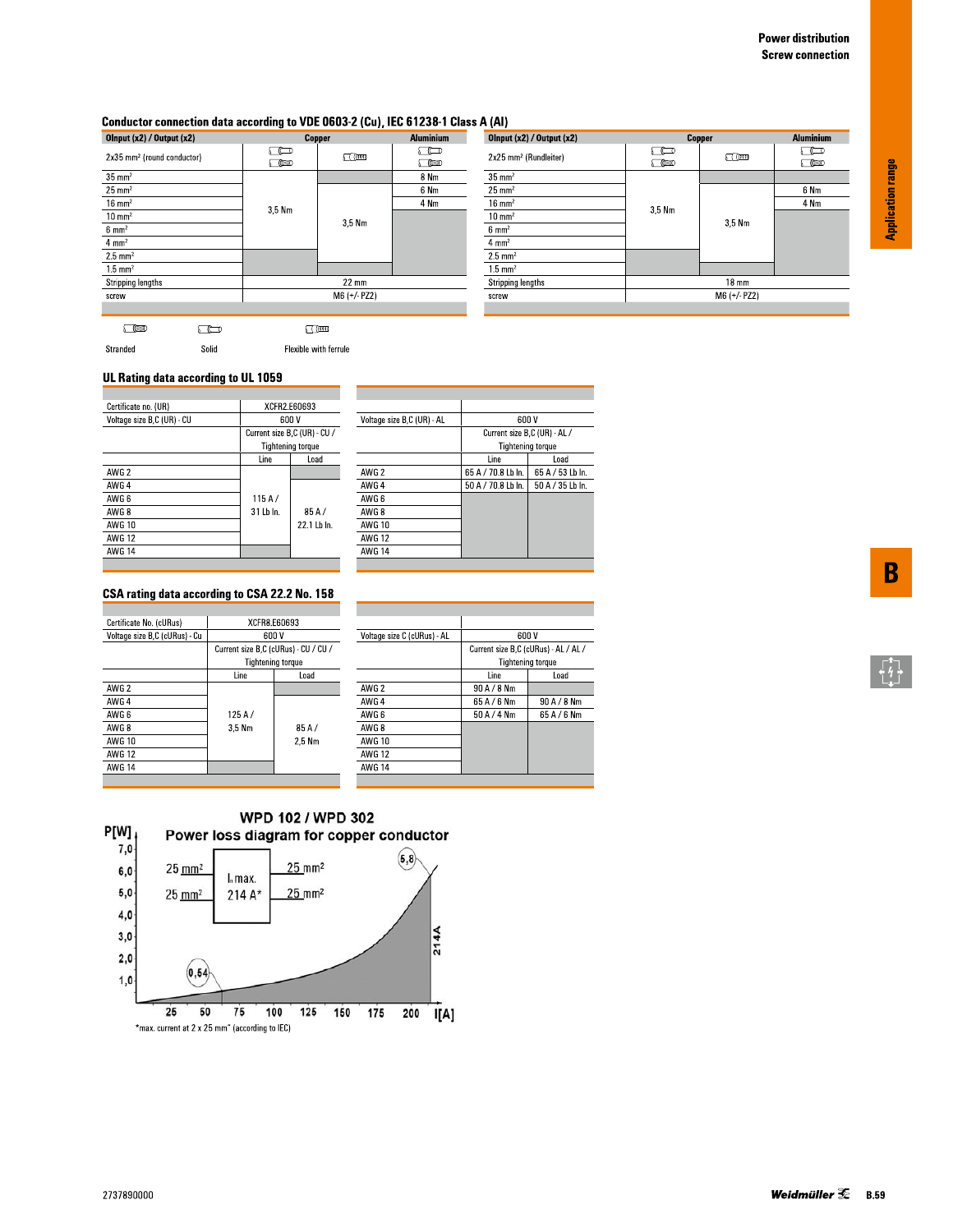Power distribution
Screw connection

## Conductor connection data according to VDE 0603-2 (Cu), IEC 61238-1 Class A (Al)

| OInput (x2) / Output (x2) | Copper | | Aluminium |
|---|---|---|---|
| 2x35 mm² (round conductor) | Solid / Stranded | Flexible with ferrule | Solid / Stranded |
| 35 mm² | 3,5 Nm | | 8 Nm |
| 25 mm² | 3,5 Nm | 3,5 Nm | 6 Nm |
| 16 mm² | 3,5 Nm | 3,5 Nm | 4 Nm |
| 10 mm² | 3,5 Nm | 3,5 Nm | |
| 6 mm² | 3,5 Nm | 3,5 Nm | |
| 4 mm² | 3,5 Nm | 3,5 Nm | |
| 2.5 mm² | | 3,5 Nm | |
| 1.5 mm² | | | |
| Stripping lengths | 22 mm | | |
| screw | M6 (+/- PZ2) | | |

| OInput (x2) / Output (x2) | Copper | | Aluminium |
|---|---|---|---|
| 2x25 mm² (Rundleiter) | Solid / Stranded | Flexible with ferrule | Solid / Stranded |
| 35 mm² | 3,5 Nm | | |
| 25 mm² | 3,5 Nm | 3,5 Nm | 6 Nm |
| 16 mm² | 3,5 Nm | 3,5 Nm | 4 Nm |
| 10 mm² | 3,5 Nm | 3,5 Nm | |
| 6 mm² | 3,5 Nm | 3,5 Nm | |
| 4 mm² | 3,5 Nm | 3,5 Nm | |
| 2.5 mm² | | 3,5 Nm | |
| 1.5 mm² | | | |
| Stripping lengths | 18 mm | | |
| screw | M6 (+/- PZ2) | | |

Stranded | Solid | Flexible with ferrule

## UL Rating data according to UL 1059

| | | |
|---|---|---|
| Certificate no. (UR) | XCFR2.E60693 | |
| Voltage size B,C (UR) - CU | 600 V | |
| | Current size B,C (UR) - CU / Tightening torque | |
| | Line | Load |
| AWG 2 | 115 A / 31 Lb In. | |
| AWG 4 | 115 A / 31 Lb In. | 85 A / 22.1 Lb In. |
| AWG 6 | 115 A / 31 Lb In. | 85 A / 22.1 Lb In. |
| AWG 8 | 115 A / 31 Lb In. | 85 A / 22.1 Lb In. |
| AWG 10 | 115 A / 31 Lb In. | 85 A / 22.1 Lb In. |
| AWG 12 | 115 A / 31 Lb In. | 85 A / 22.1 Lb In. |
| AWG 14 | | 85 A / 22.1 Lb In. |

| | | |
|---|---|---|
| Voltage size B,C (UR) - AL | 600 V | |
| | Current size B,C (UR) - AL / Tightening torque | |
| | Line | Load |
| AWG 2 | 65 A / 70.8 Lb In. | 65 A / 53 Lb In. |
| AWG 4 | 50 A / 70.8 Lb In. | 50 A / 35 Lb In. |
| AWG 6 | | |
| AWG 8 | | |
| AWG 10 | | |
| AWG 12 | | |
| AWG 14 | | |

## CSA rating data according to CSA 22.2 No. 158

| | | |
|---|---|---|
| Certificate No. (cURus) | XCFR8.E60693 | |
| Voltage size B,C (cURus) - Cu | 600 V | |
| | Current size B,C (cURus) - CU / CU / Tightening torque | |
| | Line | Load |
| AWG 2 | 125 A / 3,5 Nm | |
| AWG 4 | 125 A / 3,5 Nm | 85 A / 2,5 Nm |
| AWG 6 | 125 A / 3,5 Nm | 85 A / 2,5 Nm |
| AWG 8 | 125 A / 3,5 Nm | 85 A / 2,5 Nm |
| AWG 10 | 125 A / 3,5 Nm | 85 A / 2,5 Nm |
| AWG 12 | 125 A / 3,5 Nm | 85 A / 2,5 Nm |
| AWG 14 | | 85 A / 2,5 Nm |

| | | |
|---|---|---|
| Voltage size C (cURus) - AL | 600 V | |
| | Current size B,C (cURus) - AL / AL / Tightening torque | |
| | Line | Load |
| AWG 2 | 90 A / 8 Nm | |
| AWG 4 | 65 A / 6 Nm | 90 A / 8 Nm |
| AWG 6 | 50 A / 4 Nm | 65 A / 6 Nm |
| AWG 8 | | |
| AWG 10 | | |
| AWG 12 | | |
| AWG 14 | | |

WPD 102 / WPD 302
Power loss diagram for copper conductor

P[W]
7,0
6,0
5,0
4,0
3,0
2,0
1,0

25 mm²
25 mm²
Iₙ max.
214 A*
25 mm²
25 mm²
5,8
0,54
214A

25 50 75 100 125 150 175 200 I[A]

*max. current at 2 x 25 mm² (according to IEC)

2737890000